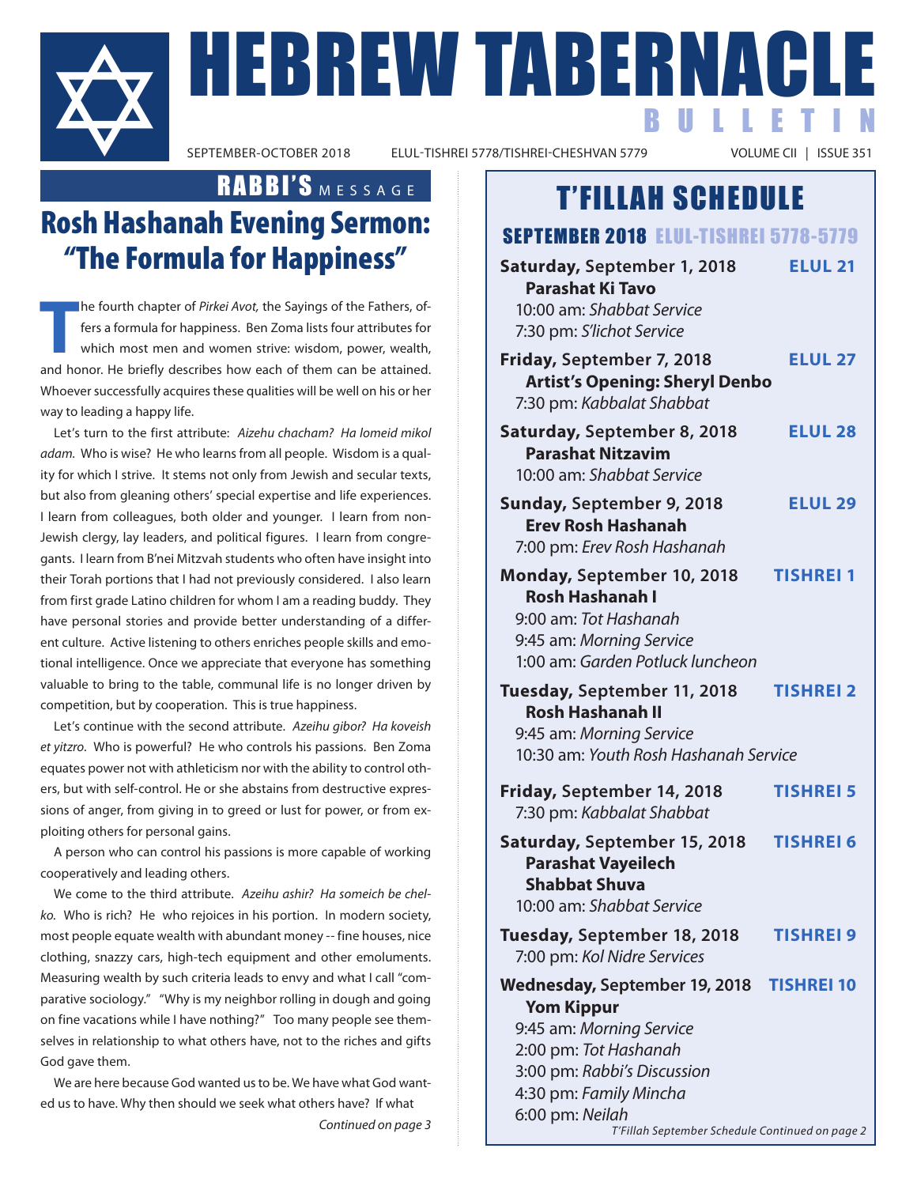# HEBREW TABERNACLE BULLETIN

SEPTEMBER-OCTOBER 2018 | ELUL-TISHREI 5778/TISHREI-CHESHVAN 5779 | VOLUME CII | ISSUE 351

## RABBI'S MESSAGE

## Rosh Hashanah Evening Sermon: "The Formula for Happiness"

The fourth chapter of *Pirkei Avot,* the Sayings of the Fathers, offers a formula for happiness. Ben Zoma lists four attributes for which most men and women strive: wisdom, power, wealth, and honor. He briefly describes how each of them can be attained. Whoever successfully acquires these qualities will be well on his or her way to leading a happy life.

Let's turn to the first attribute: *Aizehu chacham? Ha lomeid mikol adam.* Who is wise? He who learns from all people. Wisdom is a quality for which I strive. It stems not only from Jewish and secular texts, but also from gleaning others' special expertise and life experiences. I learn from colleagues, both older and younger. I learn from non-Jewish clergy, lay leaders, and political figures. I learn from congregants. I learn from B'nei Mitzvah students who often have insight into their Torah portions that I had not previously considered. I also learn from first grade Latino children for whom I am a reading buddy. They have personal stories and provide better understanding of a different culture. Active listening to others enriches people skills and emotional intelligence. Once we appreciate that everyone has something valuable to bring to the table, communal life is no longer driven by competition, but by cooperation. This is true happiness.

Let's continue with the second attribute. *Azeihu gibor? Ha koveish et yitzro*. Who is powerful? He who controls his passions. Ben Zoma equates power not with athleticism nor with the ability to control others, but with self-control. He or she abstains from destructive expressions of anger, from giving in to greed or lust for power, or from exploiting others for personal gains.

A person who can control his passions is more capable of working cooperatively and leading others.

We come to the third attribute. *Azeihu ashir? Ha someich be chelko.* Who is rich? He who rejoices in his portion. In modern society, most people equate wealth with abundant money -- fine houses, nice clothing, snazzy cars, high-tech equipment and other emoluments. Measuring wealth by such criteria leads to envy and what I call "comparative sociology." "Why is my neighbor rolling in dough and going on fine vacations while I have nothing?" Too many people see themselves in relationship to what others have, not to the riches and gifts God gave them.

We are here because God wanted us to be. We have what God wanted us to have. Why then should we seek what others have? If what

*Continued on page 3*

## T'FILLAH SCHEDULE

### SEPTEMBER 2018 ELUL-TISHREI 5778-5779

**Saturday,** September 1, 2018 — **ELUL 21**
**Parashat Ki Tavo**
10:00 am: *Shabbat Service*
7:30 pm: *S'lichot Service*

**Friday,** September 7, 2018 — **ELUL 27**
**Artist's Opening: Sheryl Denbo**
7:30 pm: *Kabbalat Shabbat*

**Saturday,** September 8, 2018 — **ELUL 28**
**Parashat Nitzavim**
10:00 am: *Shabbat Service*

**Sunday,** September 9, 2018 — **ELUL 29**
**Erev Rosh Hashanah**
7:00 pm: *Erev Rosh Hashanah*

**Monday,** September 10, 2018 — **TISHREI 1**
**Rosh Hashanah I**
9:00 am: *Tot Hashanah*
9:45 am: *Morning Service*
1:00 am: *Garden Potluck luncheon*

**Tuesday,** September 11, 2018 — **TISHREI 2**
**Rosh Hashanah II**
9:45 am: *Morning Service*
10:30 am: *Youth Rosh Hashanah Service*

**Friday,** September 14, 2018 — **TISHREI 5**
7:30 pm: *Kabbalat Shabbat*

**Saturday,** September 15, 2018 — **TISHREI 6**
**Parashat Vayeilech**
**Shabbat Shuva**
10:00 am: *Shabbat Service*

**Tuesday,** September 18, 2018 — **TISHREI 9**
7:00 pm: *Kol Nidre Services*

**Wednesday,** September 19, 2018 — **TISHREI 10**
**Yom Kippur**
9:45 am: *Morning Service*
2:00 pm: *Tot Hashanah*
3:00 pm: *Rabbi's Discussion*
4:30 pm: *Family Mincha*
6:00 pm: *Neilah*

*T'Fillah September Schedule Continued on page 2*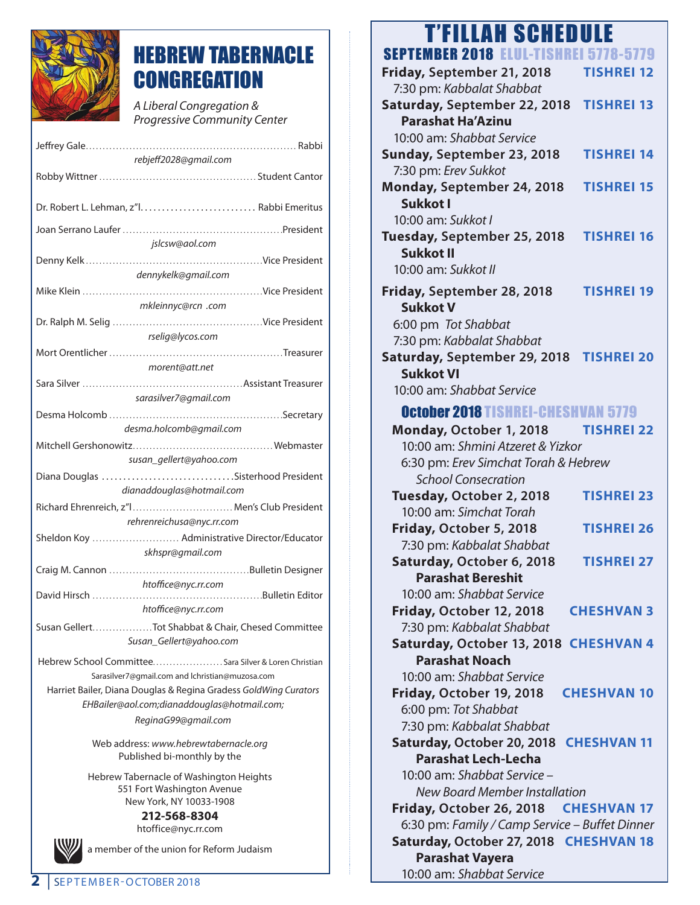# HEBREW TABERNACLE CONGREGATION

*A Liberal Congregation & Progressive Community Center*

Jeffrey Gale............................................................ Rabbi
*rebjeff2028@gmail.com*

Robby Wittner .............................................. Student Cantor

Dr. Robert L. Lehman, z"l.......................... Rabbi Emeritus

Joan Serrano Laufer ...............................................President
*jslcsw@aol.com*

Denny Kelk ....................................................Vice President
*dennykelk@gmail.com*

Mike Klein .....................................................Vice President
*mkleinnyc@rcn .com*

Dr. Ralph M. Selig ...........................................Vice President
*rselig@lycos.com*

Mort Orentlicher ..................................................Treasurer
*morent@att.net*

Sara Silver ...............................................Assistant Treasurer
*sarasilver7@gmail.com*

Desma Holcomb ..................................................Secretary
*desma.holcomb@gmail.com*

Mitchell Gershonowitz.........................................Webmaster
*susan_gellert@yahoo.com*

Diana Douglas ..............................Sisterhood President
*dianaddouglas@hotmail.com*

Richard Ehrenreich, z"l............................. Men's Club President
*rehrenreichusa@nyc.rr.com*

Sheldon Koy ......................... Administrative Director/Educator
*skhspr@gmail.com*

Craig M. Cannon .........................................Bulletin Designer
*htoffice@nyc.rr.com*

David Hirsch .................................................Bulletin Editor
*htoffice@nyc.rr.com*

Susan Gellert..................Tot Shabbat & Chair, Chesed Committee
*Susan_Gellert@yahoo.com*

Hebrew School Committee.................... Sara Silver & Loren Christian
Sarasilver7@gmail.com and lchristian@muzosa.com

Harriet Bailer, Diana Douglas & Regina Gradess *GoldWing Curators*
*EHBailer@aol.com;dianaddouglas@hotmail.com; ReginaG99@gmail.com*

Web address: *www.hebrewtabernacle.org*
Published bi-monthly by the

Hebrew Tabernacle of Washington Heights
551 Fort Washington Avenue
New York, NY 10033-1908
**212-568-8304**
htoffice@nyc.rr.com

a member of the union for Reform Judaism

# T'FILLAH SCHEDULE

## SEPTEMBER 2018 ELUL-TISHREI 5778-5779

**Friday, September 21, 2018** — **TISHREI 12**
7:30 pm: *Kabbalat Shabbat*

**Saturday, September 22, 2018** — **TISHREI 13**
**Parashat Ha'Azinu**
10:00 am: *Shabbat Service*

**Sunday, September 23, 2018** — **TISHREI 14**
7:30 pm: *Erev Sukkot*

**Monday, September 24, 2018** — **TISHREI 15**
**Sukkot I**
10:00 am: *Sukkot I*

**Tuesday, September 25, 2018** — **TISHREI 16**
**Sukkot II**
10:00 am: *Sukkot II*

**Friday, September 28, 2018** — **TISHREI 19**
**Sukkot V**
6:00 pm *Tot Shabbat*
7:30 pm: *Kabbalat Shabbat*

**Saturday, September 29, 2018** — **TISHREI 20**
**Sukkot VI**
10:00 am: *Shabbat Service*

## October 2018 TISHREI-CHESHVAN 5779

**Monday, October 1, 2018** — **TISHREI 22**
10:00 am: *Shmini Atzeret & Yizkor*
6:30 pm: *Erev Simchat Torah & Hebrew School Consecration*

**Tuesday, October 2, 2018** — **TISHREI 23**
10:00 am: *Simchat Torah*

**Friday, October 5, 2018** — **TISHREI 26**
7:30 pm: *Kabbalat Shabbat*

**Saturday, October 6, 2018** — **TISHREI 27**
**Parashat Bereshit**
10:00 am: *Shabbat Service*

**Friday, October 12, 2018** — **CHESHVAN 3**
7:30 pm: *Kabbalat Shabbat*

**Saturday, October 13, 2018** — **CHESHVAN 4**
**Parashat Noach**
10:00 am: *Shabbat Service*

**Friday, October 19, 2018** — **CHESHVAN 10**
6:00 pm: *Tot Shabbat*
7:30 pm: *Kabbalat Shabbat*

**Saturday, October 20, 2018** — **CHESHVAN 11**
**Parashat Lech-Lecha**
10:00 am: *Shabbat Service – New Board Member Installation*

**Friday, October 26, 2018** — **CHESHVAN 17**
6:30 pm: *Family / Camp Service – Buffet Dinner*

**Saturday, October 27, 2018** — **CHESHVAN 18**
**Parashat Vayera**
10:00 am: *Shabbat Service*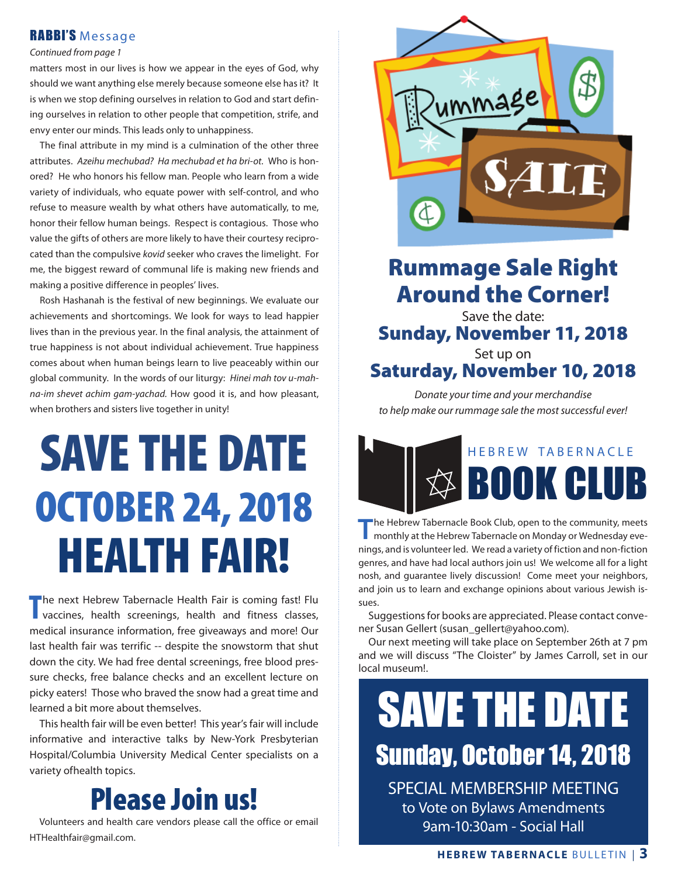## RABBI'S Message

*Continued from page 1*

matters most in our lives is how we appear in the eyes of God, why should we want anything else merely because someone else has it? It is when we stop defining ourselves in relation to God and start defining ourselves in relation to other people that competition, strife, and envy enter our minds. This leads only to unhappiness.

The final attribute in my mind is a culmination of the other three attributes. *Azeihu mechubad? Ha mechubad et ha bri-ot.* Who is honored? He who honors his fellow man. People who learn from a wide variety of individuals, who equate power with self-control, and who refuse to measure wealth by what others have automatically, to me, honor their fellow human beings. Respect is contagious. Those who value the gifts of others are more likely to have their courtesy reciprocated than the compulsive *kovid* seeker who craves the limelight. For me, the biggest reward of communal life is making new friends and making a positive difference in peoples' lives.

Rosh Hashanah is the festival of new beginnings. We evaluate our achievements and shortcomings. We look for ways to lead happier lives than in the previous year. In the final analysis, the attainment of true happiness is not about individual achievement. True happiness comes about when human beings learn to live peaceably within our global community. In the words of our liturgy: *Hinei mah tov u-mahna-im shevet achim gam-yachad.* How good it is, and how pleasant, when brothers and sisters live together in unity!

# SAVE THE DATE
# OCTOBER 24, 2018
# HEALTH FAIR!

The next Hebrew Tabernacle Health Fair is coming fast! Flu vaccines, health screenings, health and fitness classes, medical insurance information, free giveaways and more! Our last health fair was terrific -- despite the snowstorm that shut down the city. We had free dental screenings, free blood pressure checks, free balance checks and an excellent lecture on picky eaters! Those who braved the snow had a great time and learned a bit more about themselves.

This health fair will be even better! This year's fair will include informative and interactive talks by New-York Presbyterian Hospital/Columbia University Medical Center specialists on a variety ofhealth topics.

## Please Join us!

Volunteers and health care vendors please call the office or email HTHealthfair@gmail.com.

## Rummage Sale Right Around the Corner!

Save the date:

**Sunday, November 11, 2018**

Set up on

**Saturday, November 10, 2018**

*Donate your time and your merchandise to help make our rummage sale the most successful ever!*

## HEBREW TABERNACLE BOOK CLUB

The Hebrew Tabernacle Book Club, open to the community, meets monthly at the Hebrew Tabernacle on Monday or Wednesday evenings, and is volunteer led. We read a variety of fiction and non-fiction genres, and have had local authors join us! We welcome all for a light nosh, and guarantee lively discussion! Come meet your neighbors, and join us to learn and exchange opinions about various Jewish issues.

Suggestions for books are appreciated. Please contact convener Susan Gellert (susan_gellert@yahoo.com).

Our next meeting will take place on September 26th at 7 pm and we will discuss "The Cloister" by James Carroll, set in our local museum!.

# SAVE THE DATE
## Sunday, October 14, 2018

SPECIAL MEMBERSHIP MEETING
to Vote on Bylaws Amendments
9am-10:30am - Social Hall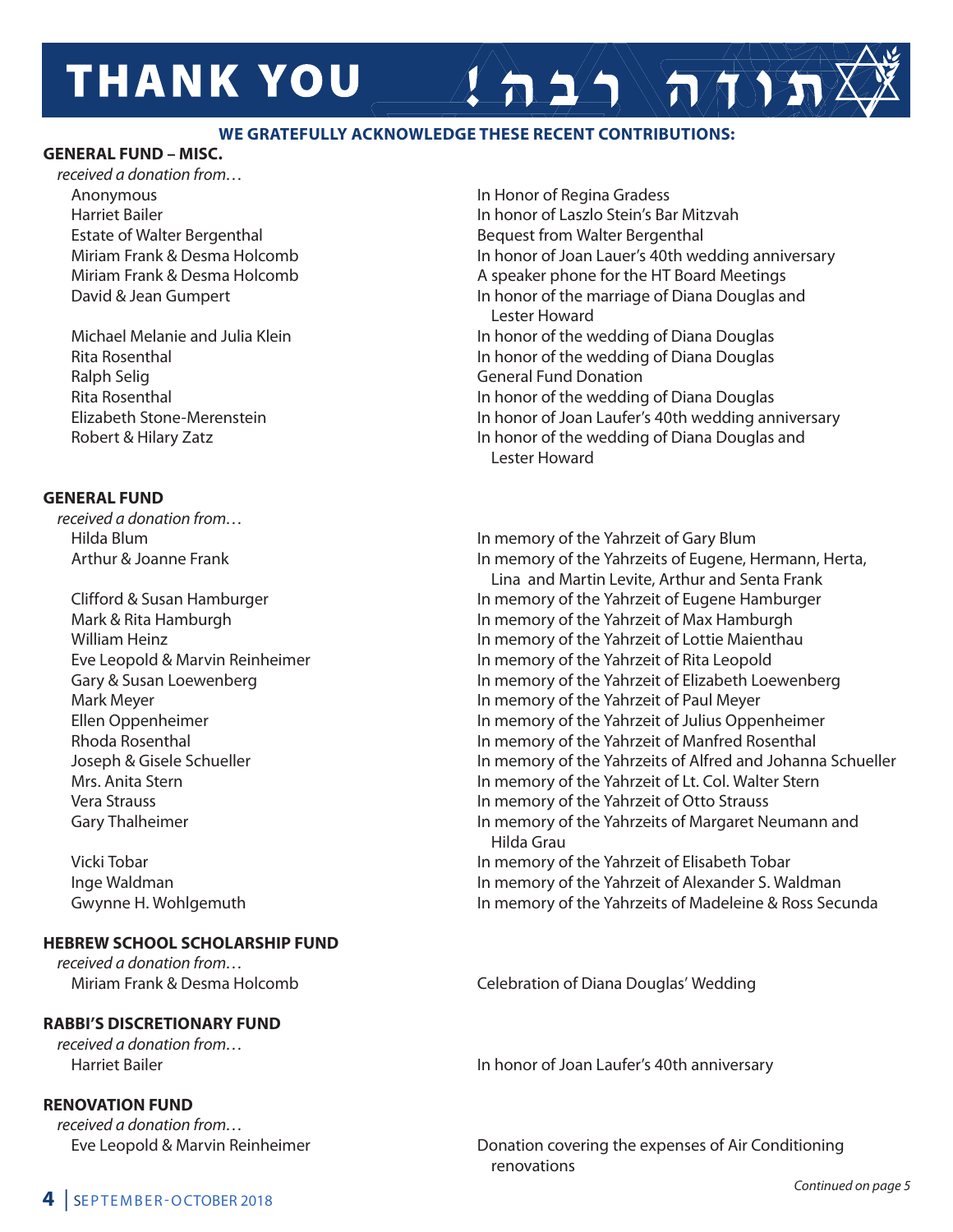# THANK YOU תודה רבה!

**WE GRATEFULLY ACKNOWLEDGE THESE RECENT CONTRIBUTIONS:**

## GENERAL FUND – MISC.

*received a donation from…*

| | |
|---|---|
| Anonymous | In Honor of Regina Gradess |
| Harriet Bailer | In honor of Laszlo Stein's Bar Mitzvah |
| Estate of Walter Bergenthal | Bequest from Walter Bergenthal |
| Miriam Frank & Desma Holcomb | In honor of Joan Lauer's 40th wedding anniversary |
| Miriam Frank & Desma Holcomb | A speaker phone for the HT Board Meetings |
| David & Jean Gumpert | In honor of the marriage of Diana Douglas and Lester Howard |
| Michael Melanie and Julia Klein | In honor of the wedding of Diana Douglas |
| Rita Rosenthal | In honor of the wedding of Diana Douglas |
| Ralph Selig | General Fund Donation |
| Rita Rosenthal | In honor of the wedding of Diana Douglas |
| Elizabeth Stone-Merenstein | In honor of Joan Laufer's 40th wedding anniversary |
| Robert & Hilary Zatz | In honor of the wedding of Diana Douglas and Lester Howard |

## GENERAL FUND

*received a donation from…*

| | |
|---|---|
| Hilda Blum | In memory of the Yahrzeit of Gary Blum |
| Arthur & Joanne Frank | In memory of the Yahrzeits of Eugene, Hermann, Herta, Lina and Martin Levite, Arthur and Senta Frank |
| Clifford & Susan Hamburger | In memory of the Yahrzeit of Eugene Hamburger |
| Mark & Rita Hamburgh | In memory of the Yahrzeit of Max Hamburgh |
| William Heinz | In memory of the Yahrzeit of Lottie Maienthau |
| Eve Leopold & Marvin Reinheimer | In memory of the Yahrzeit of Rita Leopold |
| Gary & Susan Loewenberg | In memory of the Yahrzeit of Elizabeth Loewenberg |
| Mark Meyer | In memory of the Yahrzeit of Paul Meyer |
| Ellen Oppenheimer | In memory of the Yahrzeit of Julius Oppenheimer |
| Rhoda Rosenthal | In memory of the Yahrzeit of Manfred Rosenthal |
| Joseph & Gisele Schueller | In memory of the Yahrzeits of Alfred and Johanna Schueller |
| Mrs. Anita Stern | In memory of the Yahrzeit of Lt. Col. Walter Stern |
| Vera Strauss | In memory of the Yahrzeit of Otto Strauss |
| Gary Thalheimer | In memory of the Yahrzeits of Margaret Neumann and Hilda Grau |
| Vicki Tobar | In memory of the Yahrzeit of Elisabeth Tobar |
| Inge Waldman | In memory of the Yahrzeit of Alexander S. Waldman |
| Gwynne H. Wohlgemuth | In memory of the Yahrzeits of Madeleine & Ross Secunda |

## HEBREW SCHOOL SCHOLARSHIP FUND

*received a donation from…*

| | |
|---|---|
| Miriam Frank & Desma Holcomb | Celebration of Diana Douglas' Wedding |

## RABBI'S DISCRETIONARY FUND

*received a donation from…*

| | |
|---|---|
| Harriet Bailer | In honor of Joan Laufer's 40th anniversary |

## RENOVATION FUND

*received a donation from…*

| | |
|---|---|
| Eve Leopold & Marvin Reinheimer | Donation covering the expenses of Air Conditioning renovations |

*Continued on page 5*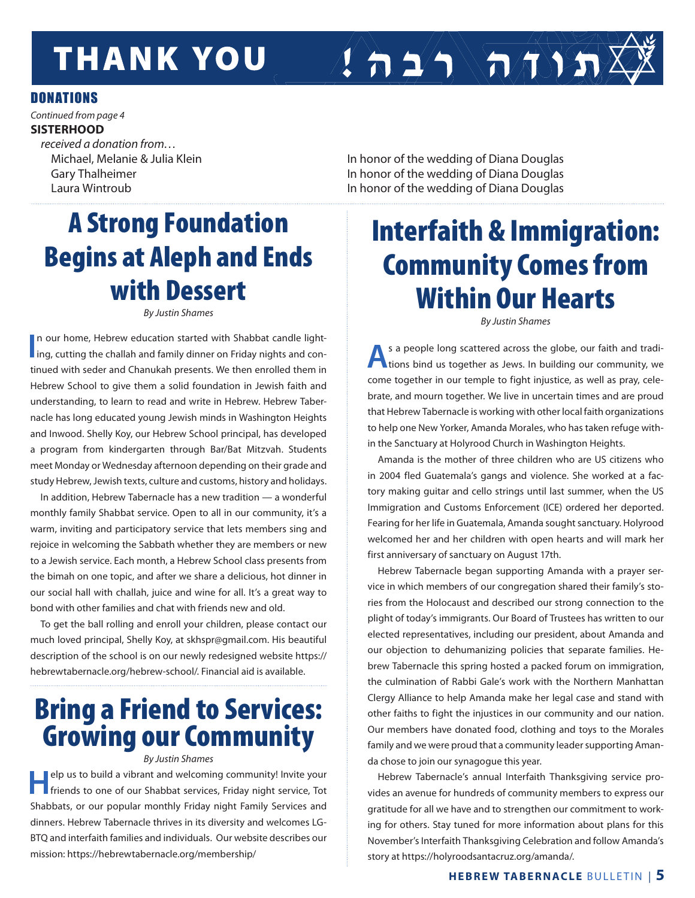# THANK YOU !תודה רבה

## DONATIONS

*Continued from page 4*

**SISTERHOOD**

*received a donation from…*

| | |
|---|---|
| Michael, Melanie & Julia Klein | In honor of the wedding of Diana Douglas |
| Gary Thalheimer | In honor of the wedding of Diana Douglas |
| Laura Wintroub | In honor of the wedding of Diana Douglas |

## A Strong Foundation Begins at Aleph and Ends with Dessert

*By Justin Shames*

In our home, Hebrew education started with Shabbat candle lighting, cutting the challah and family dinner on Friday nights and continued with seder and Chanukah presents. We then enrolled them in Hebrew School to give them a solid foundation in Jewish faith and understanding, to learn to read and write in Hebrew. Hebrew Tabernacle has long educated young Jewish minds in Washington Heights and Inwood. Shelly Koy, our Hebrew School principal, has developed a program from kindergarten through Bar/Bat Mitzvah. Students meet Monday or Wednesday afternoon depending on their grade and study Hebrew, Jewish texts, culture and customs, history and holidays.

In addition, Hebrew Tabernacle has a new tradition — a wonderful monthly family Shabbat service. Open to all in our community, it's a warm, inviting and participatory service that lets members sing and rejoice in welcoming the Sabbath whether they are members or new to a Jewish service. Each month, a Hebrew School class presents from the bimah on one topic, and after we share a delicious, hot dinner in our social hall with challah, juice and wine for all. It's a great way to bond with other families and chat with friends new and old.

To get the ball rolling and enroll your children, please contact our much loved principal, Shelly Koy, at skhspr@gmail.com. His beautiful description of the school is on our newly redesigned website https://hebrewtabernacle.org/hebrew-school/. Financial aid is available.

## Bring a Friend to Services: Growing our Community

*By Justin Shames*

Help us to build a vibrant and welcoming community! Invite your friends to one of our Shabbat services, Friday night service, Tot Shabbats, or our popular monthly Friday night Family Services and dinners. Hebrew Tabernacle thrives in its diversity and welcomes LGBTQ and interfaith families and individuals. Our website describes our mission: https://hebrewtabernacle.org/membership/

## Interfaith & Immigration: Community Comes from Within Our Hearts

*By Justin Shames*

As a people long scattered across the globe, our faith and traditions bind us together as Jews. In building our community, we come together in our temple to fight injustice, as well as pray, celebrate, and mourn together. We live in uncertain times and are proud that Hebrew Tabernacle is working with other local faith organizations to help one New Yorker, Amanda Morales, who has taken refuge within the Sanctuary at Holyrood Church in Washington Heights.

Amanda is the mother of three children who are US citizens who in 2004 fled Guatemala's gangs and violence. She worked at a factory making guitar and cello strings until last summer, when the US Immigration and Customs Enforcement (ICE) ordered her deported. Fearing for her life in Guatemala, Amanda sought sanctuary. Holyrood welcomed her and her children with open hearts and will mark her first anniversary of sanctuary on August 17th.

Hebrew Tabernacle began supporting Amanda with a prayer service in which members of our congregation shared their family's stories from the Holocaust and described our strong connection to the plight of today's immigrants. Our Board of Trustees has written to our elected representatives, including our president, about Amanda and our objection to dehumanizing policies that separate families. Hebrew Tabernacle this spring hosted a packed forum on immigration, the culmination of Rabbi Gale's work with the Northern Manhattan Clergy Alliance to help Amanda make her legal case and stand with other faiths to fight the injustices in our community and our nation. Our members have donated food, clothing and toys to the Morales family and we were proud that a community leader supporting Amanda chose to join our synagogue this year.

Hebrew Tabernacle's annual Interfaith Thanksgiving service provides an avenue for hundreds of community members to express our gratitude for all we have and to strengthen our commitment to working for others. Stay tuned for more information about plans for this November's Interfaith Thanksgiving Celebration and follow Amanda's story at https://holyroodsantacruz.org/amanda/.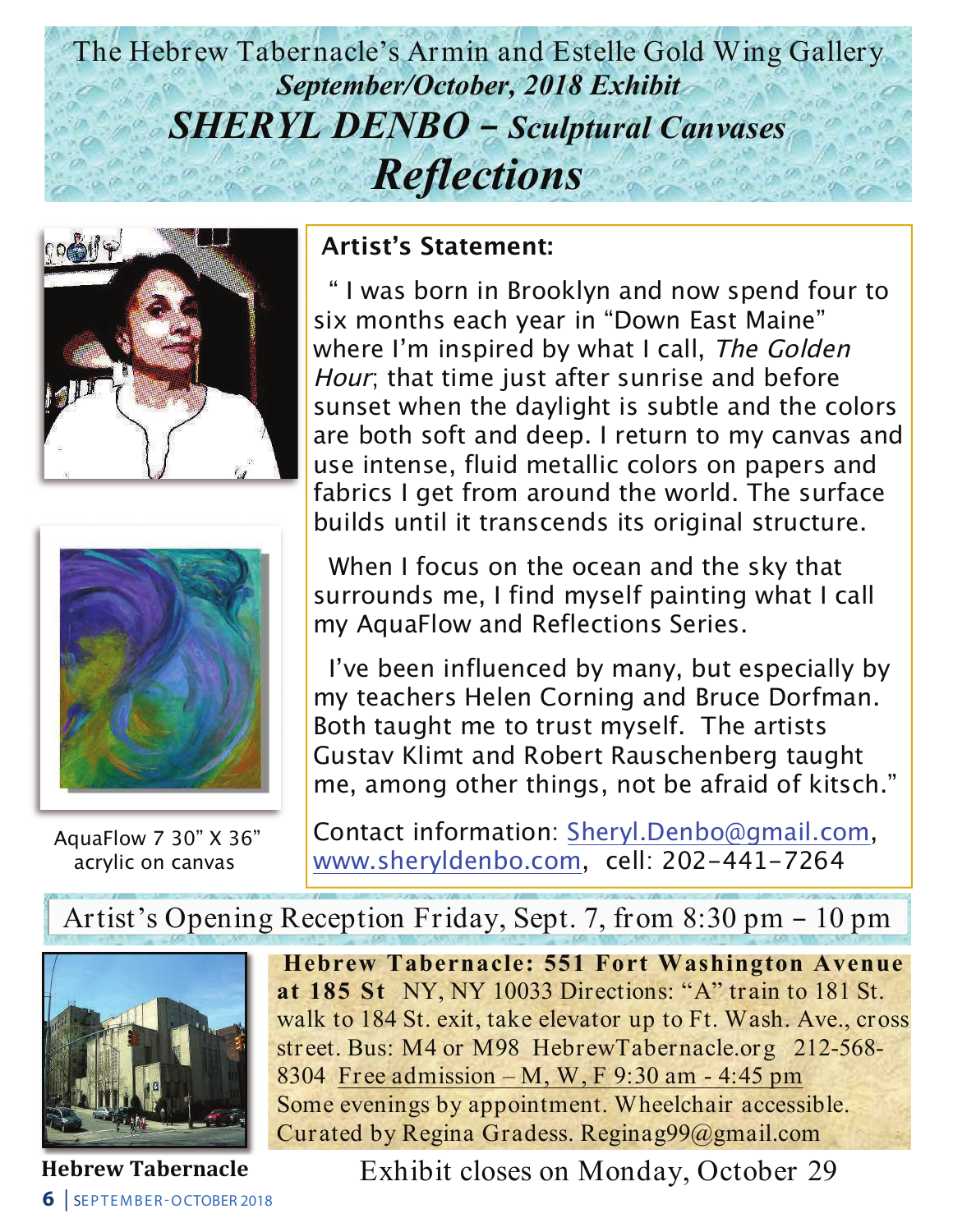# The Hebrew Tabernacle's Armin and Estelle Gold Wing Gallery

***September/October, 2018 Exhibit***

## *SHERYL DENBO – Sculptural Canvases*

## *Reflections*

**Artist's Statement:**

" I was born in Brooklyn and now spend four to six months each year in "Down East Maine" where I'm inspired by what I call, *The Golden Hour*; that time just after sunrise and before sunset when the daylight is subtle and the colors are both soft and deep. I return to my canvas and use intense, fluid metallic colors on papers and fabrics I get from around the world. The surface builds until it transcends its original structure.

When I focus on the ocean and the sky that surrounds me, I find myself painting what I call my AquaFlow and Reflections Series.

I've been influenced by many, but especially by my teachers Helen Corning and Bruce Dorfman. Both taught me to trust myself. The artists Gustav Klimt and Robert Rauschenberg taught me, among other things, not be afraid of kitsch."

Contact information: Sheryl.Denbo@gmail.com, www.sheryldenbo.com, cell: 202-441-7264

AquaFlow 7 30" X 36" acrylic on canvas

## Artist's Opening Reception Friday, Sept. 7, from 8:30 pm – 10 pm

**Hebrew Tabernacle: 551 Fort Washington Avenue at 185 St** NY, NY 10033 Directions: "A" train to 181 St. walk to 184 St. exit, take elevator up to Ft. Wash. Ave., cross street. Bus: M4 or M98 HebrewTabernacle.org 212-568-8304 Free admission – M, W, F 9:30 am - 4:45 pm Some evenings by appointment. Wheelchair accessible. Curated by Regina Gradess. Reginag99@gmail.com

**Hebrew Tabernacle**

Exhibit closes on Monday, October 29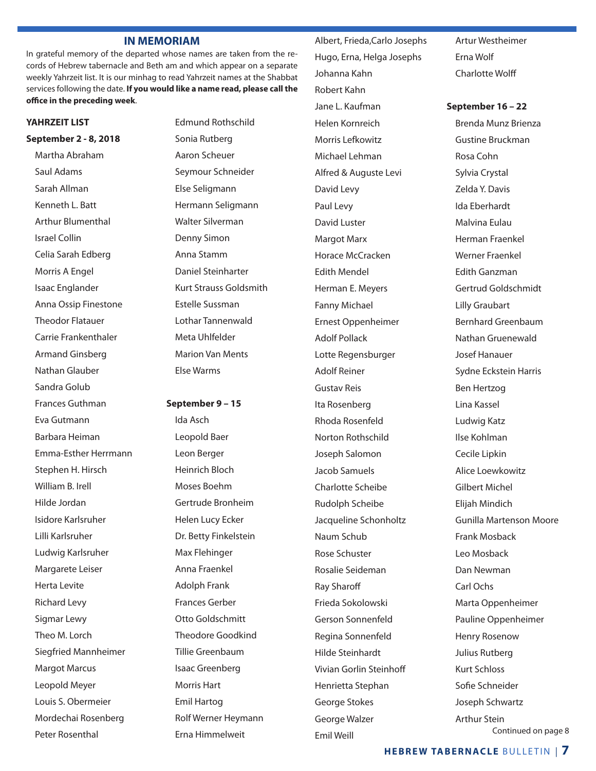## IN MEMORIAM

In grateful memory of the departed whose names are taken from the records of Hebrew tabernacle and Beth am and which appear on a separate weekly Yahrzeit list. It is our minhag to read Yahrzeit names at the Shabbat services following the date. **If you would like a name read, please call the office in the preceding week**.

**YAHRZEIT LIST**

**September 2 - 8, 2018**

Martha Abraham
Saul Adams
Sarah Allman
Kenneth L. Batt
Arthur Blumenthal
Israel Collin
Celia Sarah Edberg
Morris A Engel
Isaac Englander
Anna Ossip Finestone
Theodor Flatauer
Carrie Frankenthaler
Armand Ginsberg
Nathan Glauber
Sandra Golub
Frances Guthman
Eva Gutmann
Barbara Heiman
Emma-Esther Herrmann
Stephen H. Hirsch
William B. Irell
Hilde Jordan
Isidore Karlsruher
Lilli Karlsruher
Ludwig Karlsruher
Margarete Leiser
Herta Levite
Richard Levy
Sigmar Lewy
Theo M. Lorch
Siegfried Mannheimer
Margot Marcus
Leopold Meyer
Louis S. Obermeier
Mordechai Rosenberg
Peter Rosenthal
Edmund Rothschild
Sonia Rutberg
Aaron Scheuer
Seymour Schneider
Else Seligmann
Hermann Seligmann
Walter Silverman
Denny Simon
Anna Stamm
Daniel Steinharter
Kurt Strauss Goldsmith
Estelle Sussman
Lothar Tannenwald
Meta Uhlfelder
Marion Van Ments
Else Warms

**September 9 – 15**

Ida Asch
Leopold Baer
Leon Berger
Heinrich Bloch
Moses Boehm
Gertrude Bronheim
Helen Lucy Ecker
Dr. Betty Finkelstein
Max Flehinger
Anna Fraenkel
Adolph Frank
Frances Gerber
Otto Goldschmitt
Theodore Goodkind
Tillie Greenbaum
Isaac Greenberg
Morris Hart
Emil Hartog
Rolf Werner Heymann
Erna Himmelweit
Albert, Frieda,Carlo Josephs
Hugo, Erna, Helga Josephs
Johanna Kahn
Robert Kahn
Jane L. Kaufman
Helen Kornreich
Morris Lefkowitz
Michael Lehman
Alfred & Auguste Levi
David Levy
Paul Levy
David Luster
Margot Marx
Horace McCracken
Edith Mendel
Herman E. Meyers
Fanny Michael
Ernest Oppenheimer
Adolf Pollack
Lotte Regensburger
Adolf Reiner
Gustav Reis
Ita Rosenberg
Rhoda Rosenfeld
Norton Rothschild
Joseph Salomon
Jacob Samuels
Charlotte Scheibe
Rudolph Scheibe
Jacqueline Schonholtz
Naum Schub
Rose Schuster
Rosalie Seideman
Ray Sharoff
Frieda Sokolowski
Gerson Sonnenfeld
Regina Sonnenfeld
Hilde Steinhardt
Vivian Gorlin Steinhoff
Henrietta Stephan
George Stokes
George Walzer
Emil Weill
Artur Westheimer
Erna Wolf
Charlotte Wolff

**September 16 – 22**

Brenda Munz Brienza
Gustine Bruckman
Rosa Cohn
Sylvia Crystal
Zelda Y. Davis
Ida Eberhardt
Malvina Eulau
Herman Fraenkel
Werner Fraenkel
Edith Ganzman
Gertrud Goldschmidt
Lilly Graubart
Bernhard Greenbaum
Nathan Gruenewald
Josef Hanauer
Sydne Eckstein Harris
Ben Hertzog
Lina Kassel
Ludwig Katz
Ilse Kohlman
Cecile Lipkin
Alice Loewkowitz
Gilbert Michel
Elijah Mindich
Gunilla Martenson Moore
Frank Mosback
Leo Mosback
Dan Newman
Carl Ochs
Marta Oppenheimer
Pauline Oppenheimer
Henry Rosenow
Julius Rutberg
Kurt Schloss
Sofie Schneider
Joseph Schwartz
Arthur Stein

Continued on page 8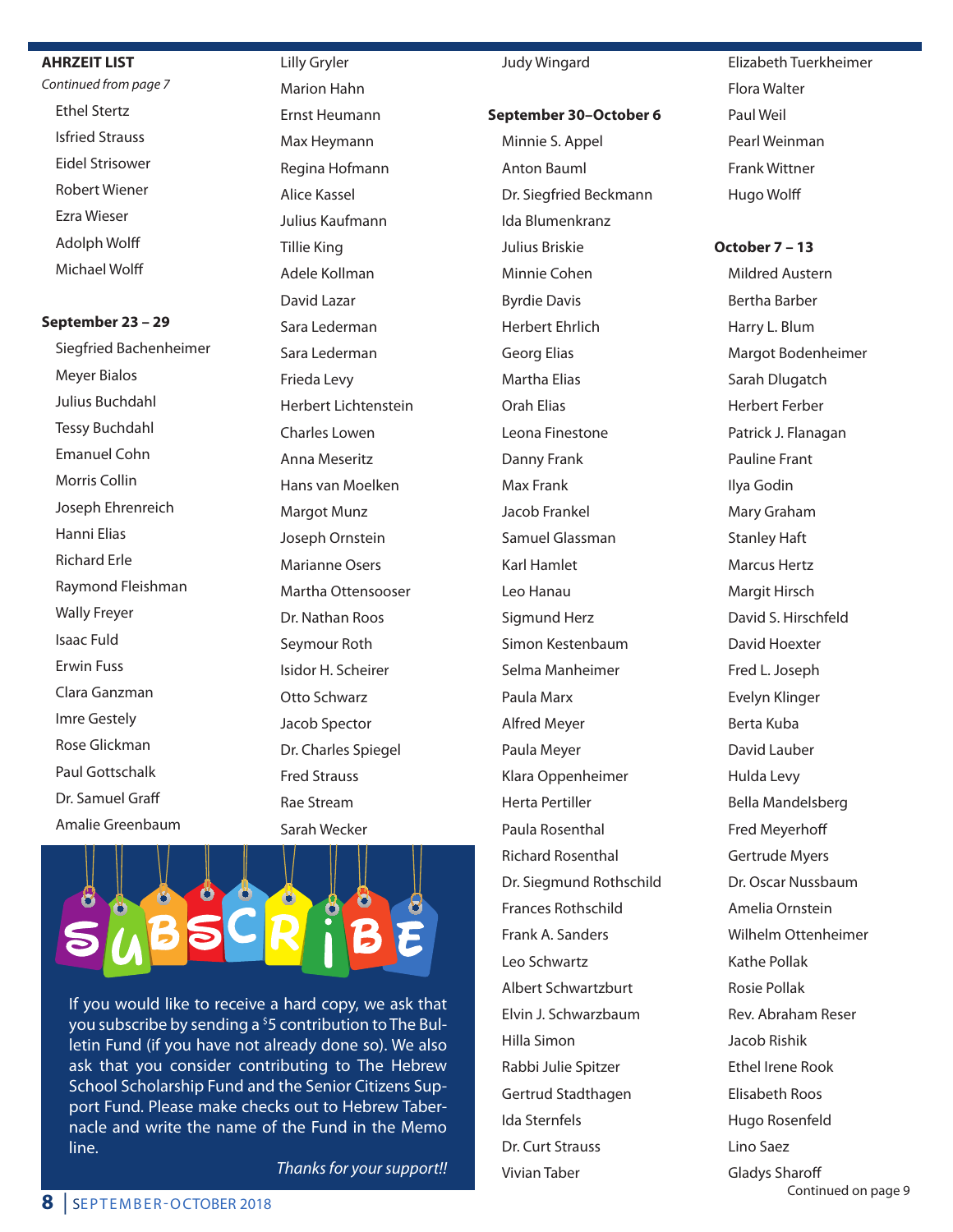**AHRZEIT LIST**

*Continued from page 7*

- Ethel Stertz
- Isfried Strauss
- Eidel Strisower
- Robert Wiener
- Ezra Wieser
- Adolph Wolff
- Michael Wolff

**September 23 – 29**

- Siegfried Bachenheimer
- Meyer Bialos
- Julius Buchdahl
- Tessy Buchdahl
- Emanuel Cohn
- Morris Collin
- Joseph Ehrenreich
- Hanni Elias
- Richard Erle
- Raymond Fleishman
- Wally Freyer
- Isaac Fuld
- Erwin Fuss
- Clara Ganzman
- Imre Gestely
- Rose Glickman
- Paul Gottschalk
- Dr. Samuel Graff
- Amalie Greenbaum
- Lilly Gryler
- Marion Hahn
- Ernst Heumann
- Max Heymann
- Regina Hofmann
- Alice Kassel
- Julius Kaufmann
- Tillie King
- Adele Kollman
- David Lazar
- Sara Lederman
- Sara Lederman
- Frieda Levy
- Herbert Lichtenstein
- Charles Lowen
- Anna Meseritz
- Hans van Moelken
- Margot Munz
- Joseph Ornstein
- Marianne Osers
- Martha Ottensooser
- Dr. Nathan Roos
- Seymour Roth
- Isidor H. Scheirer
- Otto Schwarz
- Jacob Spector
- Dr. Charles Spiegel
- Fred Strauss
- Rae Stream
- Sarah Wecker
- Judy Wingard

**September 30–October 6**

- Minnie S. Appel
- Anton Bauml
- Dr. Siegfried Beckmann
- Ida Blumenkranz
- Julius Briskie
- Minnie Cohen
- Byrdie Davis
- Herbert Ehrlich
- Georg Elias
- Martha Elias
- Orah Elias
- Leona Finestone
- Danny Frank
- Max Frank
- Jacob Frankel
- Samuel Glassman
- Karl Hamlet
- Leo Hanau
- Sigmund Herz
- Simon Kestenbaum
- Selma Manheimer
- Paula Marx
- Alfred Meyer
- Paula Meyer
- Klara Oppenheimer
- Herta Pertiller
- Paula Rosenthal
- Richard Rosenthal
- Dr. Siegmund Rothschild
- Frances Rothschild
- Frank A. Sanders
- Leo Schwartz
- Albert Schwartzburt
- Elvin J. Schwarzbaum
- Hilla Simon
- Rabbi Julie Spitzer
- Gertrud Stadthagen
- Ida Sternfels
- Dr. Curt Strauss
- Vivian Taber
- Elizabeth Tuerkheimer
- Flora Walter
- Paul Weil
- Pearl Weinman
- Frank Wittner
- Hugo Wolff

**October 7 – 13**

- Mildred Austern
- Bertha Barber
- Harry L. Blum
- Margot Bodenheimer
- Sarah Dlugatch
- Herbert Ferber
- Patrick J. Flanagan
- Pauline Frant
- Ilya Godin
- Mary Graham
- Stanley Haft
- Marcus Hertz
- Margit Hirsch
- David S. Hirschfeld
- David Hoexter
- Fred L. Joseph
- Evelyn Klinger
- Berta Kuba
- David Lauber
- Hulda Levy
- Bella Mandelsberg
- Fred Meyerhoff
- Gertrude Myers
- Dr. Oscar Nussbaum
- Amelia Ornstein
- Wilhelm Ottenheimer
- Kathe Pollak
- Rosie Pollak
- Rev. Abraham Reser
- Jacob Rishik
- Ethel Irene Rook
- Elisabeth Roos
- Hugo Rosenfeld
- Lino Saez
- Gladys Sharoff

Continued on page 9

## SUBSCRIBE

If you would like to receive a hard copy, we ask that you subscribe by sending a $5 contribution to The Bulletin Fund (if you have not already done so). We also ask that you consider contributing to The Hebrew School Scholarship Fund and the Senior Citizens Support Fund. Please make checks out to Hebrew Tabernacle and write the name of the Fund in the Memo line.

*Thanks for your support!!*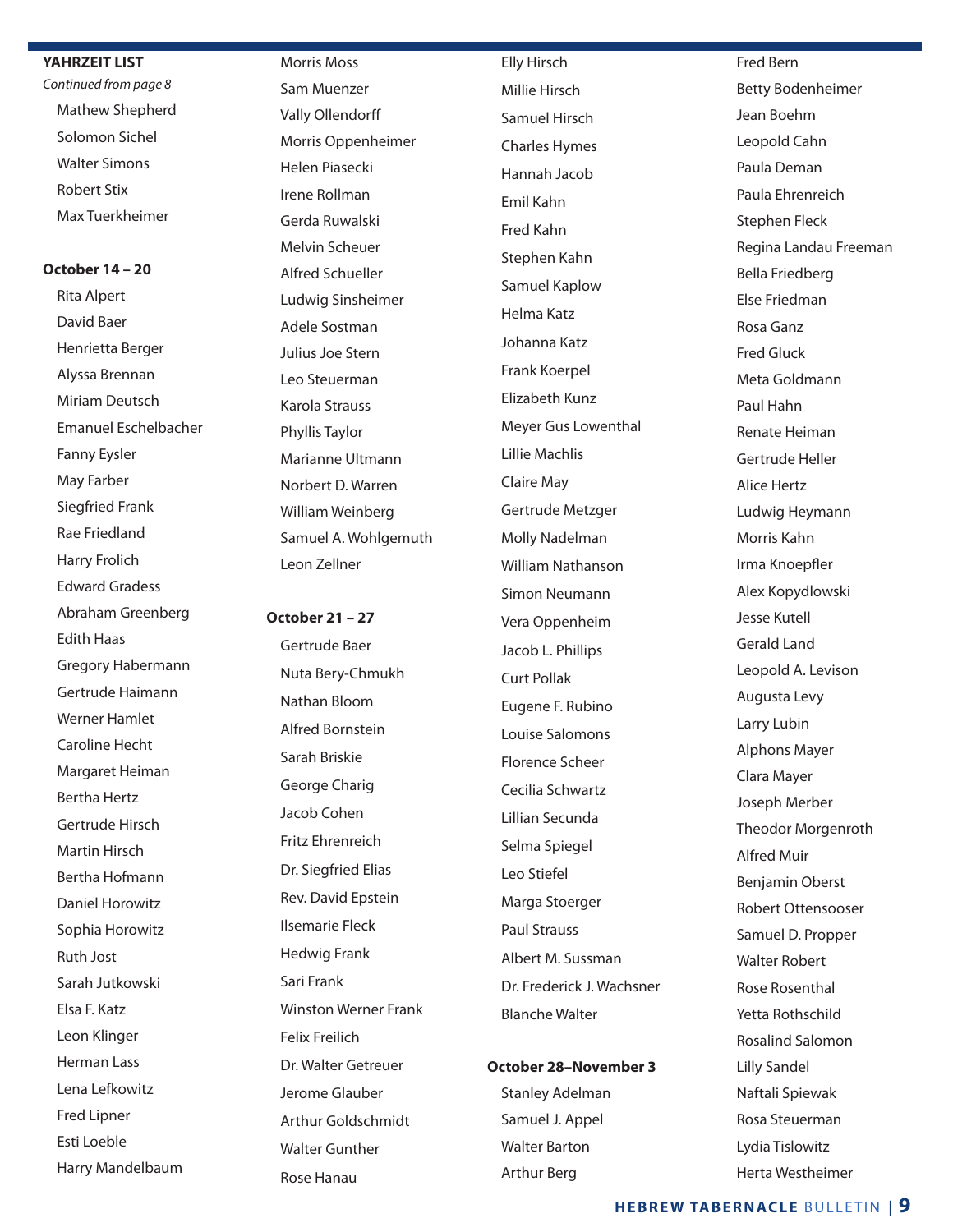**YAHRZEIT LIST**

*Continued from page 8*

- Mathew Shepherd
- Solomon Sichel
- Walter Simons
- Robert Stix
- Max Tuerkheimer

**October 14 – 20**

- Rita Alpert
- David Baer
- Henrietta Berger
- Alyssa Brennan
- Miriam Deutsch
- Emanuel Eschelbacher
- Fanny Eysler
- May Farber
- Siegfried Frank
- Rae Friedland
- Harry Frolich
- Edward Gradess
- Abraham Greenberg
- Edith Haas
- Gregory Habermann
- Gertrude Haimann
- Werner Hamlet
- Caroline Hecht
- Margaret Heiman
- Bertha Hertz
- Gertrude Hirsch
- Martin Hirsch
- Bertha Hofmann
- Daniel Horowitz
- Sophia Horowitz
- Ruth Jost
- Sarah Jutkowski
- Elsa F. Katz
- Leon Klinger
- Herman Lass
- Lena Lefkowitz
- Fred Lipner
- Esti Loeble
- Harry Mandelbaum
- Morris Moss
- Sam Muenzer
- Vally Ollendorff
- Morris Oppenheimer
- Helen Piasecki
- Irene Rollman
- Gerda Ruwalski
- Melvin Scheuer
- Alfred Schueller
- Ludwig Sinsheimer
- Adele Sostman
- Julius Joe Stern
- Leo Steuerman
- Karola Strauss
- Phyllis Taylor
- Marianne Ultmann
- Norbert D. Warren
- William Weinberg
- Samuel A. Wohlgemuth
- Leon Zellner

**October 21 – 27**

- Gertrude Baer
- Nuta Bery-Chmukh
- Nathan Bloom
- Alfred Bornstein
- Sarah Briskie
- George Charig
- Jacob Cohen
- Fritz Ehrenreich
- Dr. Siegfried Elias
- Rev. David Epstein
- Ilsemarie Fleck
- Hedwig Frank
- Sari Frank
- Winston Werner Frank
- Felix Freilich
- Dr. Walter Getreuer
- Jerome Glauber
- Arthur Goldschmidt
- Walter Gunther
- Rose Hanau
- Elly Hirsch
- Millie Hirsch
- Samuel Hirsch
- Charles Hymes
- Hannah Jacob
- Emil Kahn
- Fred Kahn
- Stephen Kahn
- Samuel Kaplow
- Helma Katz
- Johanna Katz
- Frank Koerpel
- Elizabeth Kunz
- Meyer Gus Lowenthal
- Lillie Machlis
- Claire May
- Gertrude Metzger
- Molly Nadelman
- William Nathanson
- Simon Neumann
- Vera Oppenheim
- Jacob L. Phillips
- Curt Pollak
- Eugene F. Rubino
- Louise Salomons
- Florence Scheer
- Cecilia Schwartz
- Lillian Secunda
- Selma Spiegel
- Leo Stiefel
- Marga Stoerger
- Paul Strauss
- Albert M. Sussman
- Dr. Frederick J. Wachsner
- Blanche Walter

**October 28–November 3**

- Stanley Adelman
- Samuel J. Appel
- Walter Barton
- Arthur Berg
- Fred Bern
- Betty Bodenheimer
- Jean Boehm
- Leopold Cahn
- Paula Deman
- Paula Ehrenreich
- Stephen Fleck
- Regina Landau Freeman
- Bella Friedberg
- Else Friedman
- Rosa Ganz
- Fred Gluck
- Meta Goldmann
- Paul Hahn
- Renate Heiman
- Gertrude Heller
- Alice Hertz
- Ludwig Heymann
- Morris Kahn
- Irma Knoepfler
- Alex Kopydlowski
- Jesse Kutell
- Gerald Land
- Leopold A. Levison
- Augusta Levy
- Larry Lubin
- Alphons Mayer
- Clara Mayer
- Joseph Merber
- Theodor Morgenroth
- Alfred Muir
- Benjamin Oberst
- Robert Ottensooser
- Samuel D. Propper
- Walter Robert
- Rose Rosenthal
- Yetta Rothschild
- Rosalind Salomon
- Lilly Sandel
- Naftali Spiewak
- Rosa Steuerman
- Lydia Tislowitz
- Herta Westheimer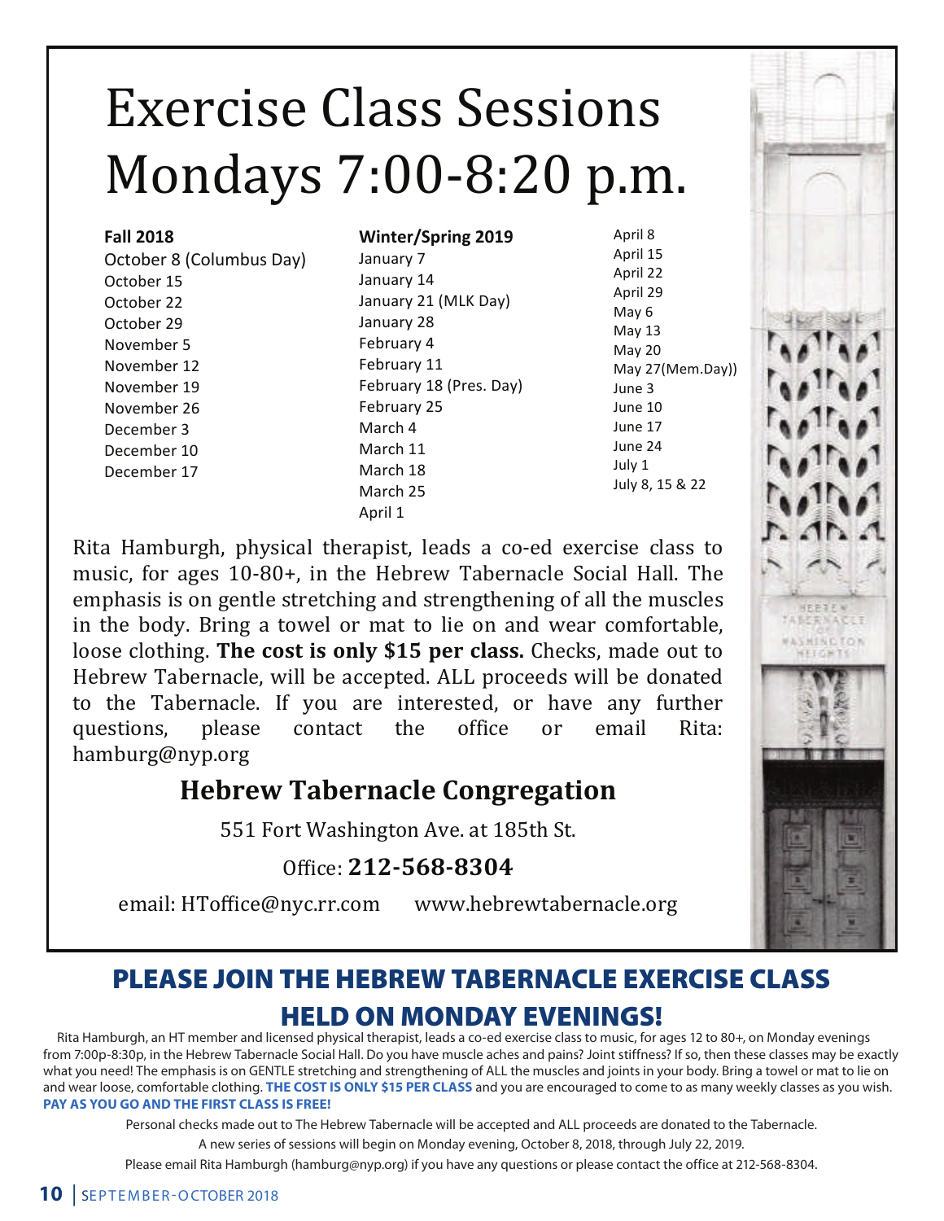# Exercise Class Sessions Mondays 7:00-8:20 p.m.

**Fall 2018**
October 8 (Columbus Day)
October 15
October 22
October 29
November 5
November 12
November 19
November 26
December 3
December 10
December 17

**Winter/Spring 2019**
January 7
January 14
January 21 (MLK Day)
January 28
February 4
February 11
February 18 (Pres. Day)
February 25
March 4
March 11
March 18
March 25
April 1
April 8
April 15
April 22
April 29
May 6
May 13
May 20
May 27(Mem.Day))
June 3
June 10
June 17
June 24
July 1
July 8, 15 & 22

Rita Hamburgh, physical therapist, leads a co-ed exercise class to music, for ages 10-80+, in the Hebrew Tabernacle Social Hall. The emphasis is on gentle stretching and strengthening of all the muscles in the body. Bring a towel or mat to lie on and wear comfortable, loose clothing. **The cost is only $15 per class.** Checks, made out to Hebrew Tabernacle, will be accepted. ALL proceeds will be donated to the Tabernacle. If you are interested, or have any further questions, please contact the office or email Rita: hamburg@nyp.org

## Hebrew Tabernacle Congregation

551 Fort Washington Ave. at 185th St.

Office: **212-568-8304**

email: HToffice@nyc.rr.com www.hebrewtabernacle.org

## PLEASE JOIN THE HEBREW TABERNACLE EXERCISE CLASS HELD ON MONDAY EVENINGS!

Rita Hamburgh, an HT member and licensed physical therapist, leads a co-ed exercise class to music, for ages 12 to 80+, on Monday evenings from 7:00p-8:30p, in the Hebrew Tabernacle Social Hall. Do you have muscle aches and pains? Joint stiffness? If so, then these classes may be exactly what you need! The emphasis is on GENTLE stretching and strengthening of ALL the muscles and joints in your body. Bring a towel or mat to lie on and wear loose, comfortable clothing. **THE COST IS ONLY $15 PER CLASS** and you are encouraged to come to as many weekly classes as you wish. **PAY AS YOU GO AND THE FIRST CLASS IS FREE!**

Personal checks made out to The Hebrew Tabernacle will be accepted and ALL proceeds are donated to the Tabernacle.

A new series of sessions will begin on Monday evening, October 8, 2018, through July 22, 2019.

Please email Rita Hamburgh (hamburg@nyp.org) if you have any questions or please contact the office at 212-568-8304.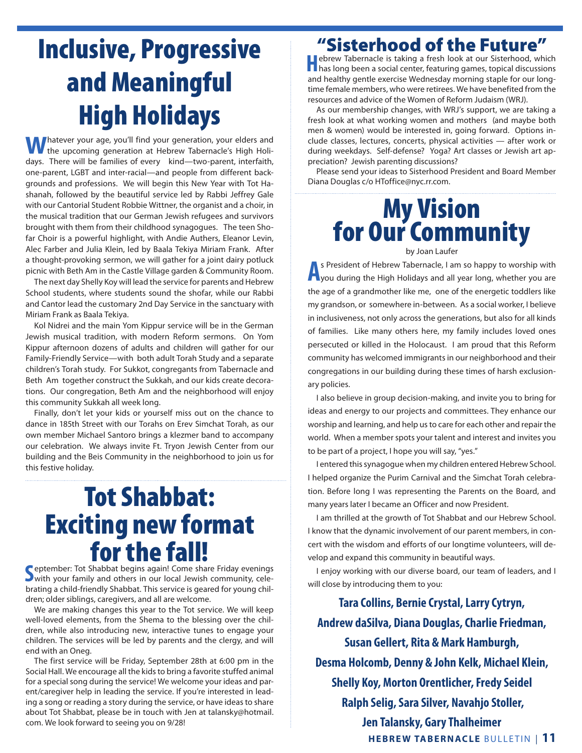# Inclusive, Progressive and Meaningful High Holidays

Whatever your age, you'll find your generation, your elders and the upcoming generation at Hebrew Tabernacle's High Holidays. There will be families of every kind—two-parent, interfaith, one-parent, LGBT and inter-racial—and people from different backgrounds and professions. We will begin this New Year with Tot Hashanah, followed by the beautiful service led by Rabbi Jeffrey Gale with our Cantorial Student Robbie Wittner, the organist and a choir, in the musical tradition that our German Jewish refugees and survivors brought with them from their childhood synagogues. The teen Shofar Choir is a powerful highlight, with Andie Authers, Eleanor Levin, Alec Farber and Julia Klein, led by Baala Tekiya Miriam Frank. After a thought-provoking sermon, we will gather for a joint dairy potluck picnic with Beth Am in the Castle Village garden & Community Room.

The next day Shelly Koy will lead the service for parents and Hebrew School students, where students sound the shofar, while our Rabbi and Cantor lead the customary 2nd Day Service in the sanctuary with Miriam Frank as Baala Tekiya.

Kol Nidrei and the main Yom Kippur service will be in the German Jewish musical tradition, with modern Reform sermons. On Yom Kippur afternoon dozens of adults and children will gather for our Family-Friendly Service—with both adult Torah Study and a separate children's Torah study. For Sukkot, congregants from Tabernacle and Beth Am together construct the Sukkah, and our kids create decorations. Our congregation, Beth Am and the neighborhood will enjoy this community Sukkah all week long.

Finally, don't let your kids or yourself miss out on the chance to dance in 185th Street with our Torahs on Erev Simchat Torah, as our own member Michael Santoro brings a klezmer band to accompany our celebration. We always invite Ft. Tryon Jewish Center from our building and the Beis Community in the neighborhood to join us for this festive holiday.

# Tot Shabbat: Exciting new format for the fall!

September: Tot Shabbat begins again! Come share Friday evenings with your family and others in our local Jewish community, celebrating a child-friendly Shabbat. This service is geared for young children; older siblings, caregivers, and all are welcome.

We are making changes this year to the Tot service. We will keep well-loved elements, from the Shema to the blessing over the children, while also introducing new, interactive tunes to engage your children. The services will be led by parents and the clergy, and will end with an Oneg.

The first service will be Friday, September 28th at 6:00 pm in the Social Hall. We encourage all the kids to bring a favorite stuffed animal for a special song during the service! We welcome your ideas and parent/caregiver help in leading the service. If you're interested in leading a song or reading a story during the service, or have ideas to share about Tot Shabbat, please be in touch with Jen at talansky@hotmail.com. We look forward to seeing you on 9/28!

# "Sisterhood of the Future"

Hebrew Tabernacle is taking a fresh look at our Sisterhood, which has long been a social center, featuring games, topical discussions and healthy gentle exercise Wednesday morning staple for our longtime female members, who were retirees. We have benefited from the resources and advice of the Women of Reform Judaism (WRJ).

As our membership changes, with WRJ's support, we are taking a fresh look at what working women and mothers (and maybe both men & women) would be interested in, going forward. Options include classes, lectures, concerts, physical activities — after work or during weekdays. Self-defense? Yoga? Art classes or Jewish art appreciation? Jewish parenting discussions?

Please send your ideas to Sisterhood President and Board Member Diana Douglas c/o HToffice@nyc.rr.com.

# My Vision for Our Community

by Joan Laufer

As President of Hebrew Tabernacle, I am so happy to worship with you during the High Holidays and all year long, whether you are the age of a grandmother like me, one of the energetic toddlers like my grandson, or somewhere in-between. As a social worker, I believe in inclusiveness, not only across the generations, but also for all kinds of families. Like many others here, my family includes loved ones persecuted or killed in the Holocaust. I am proud that this Reform community has welcomed immigrants in our neighborhood and their congregations in our building during these times of harsh exclusionary policies.

I also believe in group decision-making, and invite you to bring for ideas and energy to our projects and committees. They enhance our worship and learning, and help us to care for each other and repair the world. When a member spots your talent and interest and invites you to be part of a project, I hope you will say, "yes."

I entered this synagogue when my children entered Hebrew School. I helped organize the Purim Carnival and the Simchat Torah celebration. Before long I was representing the Parents on the Board, and many years later I became an Officer and now President.

I am thrilled at the growth of Tot Shabbat and our Hebrew School. I know that the dynamic involvement of our parent members, in concert with the wisdom and efforts of our longtime volunteers, will develop and expand this community in beautiful ways.

I enjoy working with our diverse board, our team of leaders, and I will close by introducing them to you:

**Tara Collins, Bernie Crystal, Larry Cytryn, Andrew daSilva, Diana Douglas, Charlie Friedman, Susan Gellert, Rita & Mark Hamburgh, Desma Holcomb, Denny & John Kelk, Michael Klein, Shelly Koy, Morton Orentlicher, Fredy Seidel Ralph Selig, Sara Silver, Navahjo Stoller, Jen Talansky, Gary Thalheimer**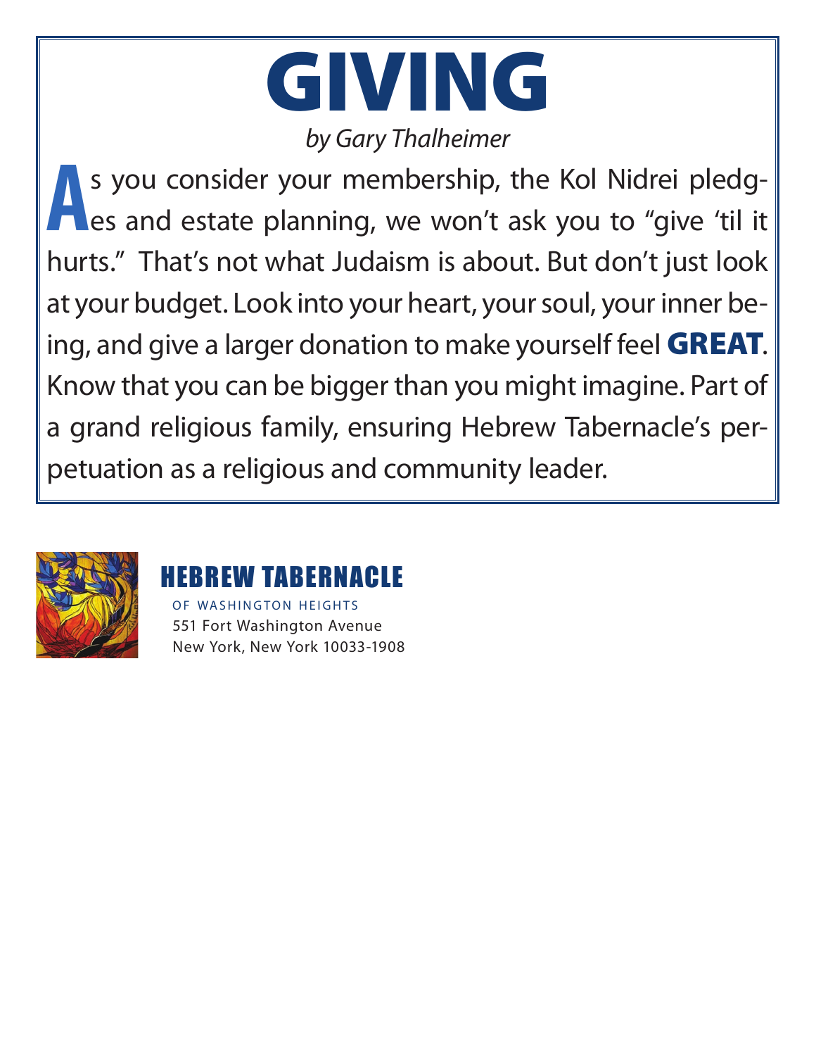# GIVING

*by Gary Thalheimer*

As you consider your membership, the Kol Nidrei pledges and estate planning, we won't ask you to "give 'til it hurts." That's not what Judaism is about. But don't just look at your budget. Look into your heart, your soul, your inner being, and give a larger donation to make yourself feel **GREAT**. Know that you can be bigger than you might imagine. Part of a grand religious family, ensuring Hebrew Tabernacle's perpetuation as a religious and community leader.

**HEBREW TABERNACLE**

OF WASHINGTON HEIGHTS
551 Fort Washington Avenue
New York, New York 10033-1908